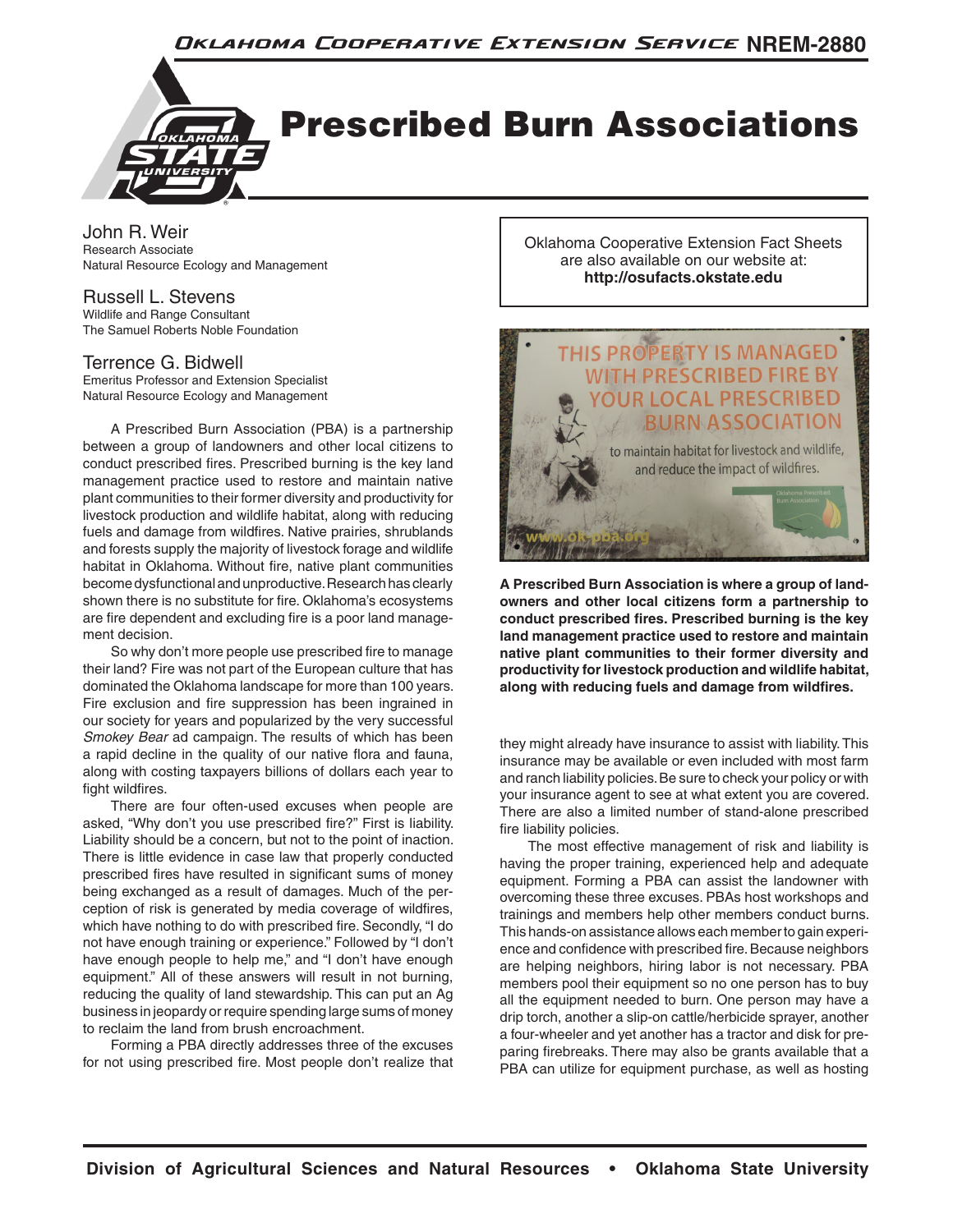# Prescribed Burn Associations

John R. Weir
Research Associate
Natural Resource Ecology and Management

Russell L. Stevens
Wildlife and Range Consultant
The Samuel Roberts Noble Foundation

Terrence G. Bidwell
Emeritus Professor and Extension Specialist
Natural Resource Ecology and Management

Oklahoma Cooperative Extension Fact Sheets are also available on our website at: **http://osufacts.okstate.edu**

A Prescribed Burn Association (PBA) is a partnership between a group of landowners and other local citizens to conduct prescribed fires. Prescribed burning is the key land management practice used to restore and maintain native plant communities to their former diversity and productivity for livestock production and wildlife habitat, along with reducing fuels and damage from wildfires. Native prairies, shrublands and forests supply the majority of livestock forage and wildlife habitat in Oklahoma. Without fire, native plant communities become dysfunctional and unproductive. Research has clearly shown there is no substitute for fire. Oklahoma's ecosystems are fire dependent and excluding fire is a poor land management decision.

So why don't more people use prescribed fire to manage their land? Fire was not part of the European culture that has dominated the Oklahoma landscape for more than 100 years. Fire exclusion and fire suppression has been ingrained in our society for years and popularized by the very successful *Smokey Bear* ad campaign. The results of which has been a rapid decline in the quality of our native flora and fauna, along with costing taxpayers billions of dollars each year to fight wildfires.

There are four often-used excuses when people are asked, "Why don't you use prescribed fire?" First is liability. Liability should be a concern, but not to the point of inaction. There is little evidence in case law that properly conducted prescribed fires have resulted in significant sums of money being exchanged as a result of damages. Much of the perception of risk is generated by media coverage of wildfires, which have nothing to do with prescribed fire. Secondly, "I do not have enough training or experience." Followed by "I don't have enough people to help me," and "I don't have enough equipment." All of these answers will result in not burning, reducing the quality of land stewardship. This can put an Ag business in jeopardy or require spending large sums of money to reclaim the land from brush encroachment.

Forming a PBA directly addresses three of the excuses for not using prescribed fire. Most people don't realize that they might already have insurance to assist with liability. This insurance may be available or even included with most farm and ranch liability policies. Be sure to check your policy or with your insurance agent to see at what extent you are covered. There are also a limited number of stand-alone prescribed fire liability policies.

**A Prescribed Burn Association is where a group of landowners and other local citizens form a partnership to conduct prescribed fires. Prescribed burning is the key land management practice used to restore and maintain native plant communities to their former diversity and productivity for livestock production and wildlife habitat, along with reducing fuels and damage from wildfires.**

The most effective management of risk and liability is having the proper training, experienced help and adequate equipment. Forming a PBA can assist the landowner with overcoming these three excuses. PBAs host workshops and trainings and members help other members conduct burns. This hands-on assistance allows each member to gain experience and confidence with prescribed fire. Because neighbors are helping neighbors, hiring labor is not necessary. PBA members pool their equipment so no one person has to buy all the equipment needed to burn. One person may have a drip torch, another a slip-on cattle/herbicide sprayer, another a four-wheeler and yet another has a tractor and disk for preparing firebreaks. There may also be grants available that a PBA can utilize for equipment purchase, as well as hosting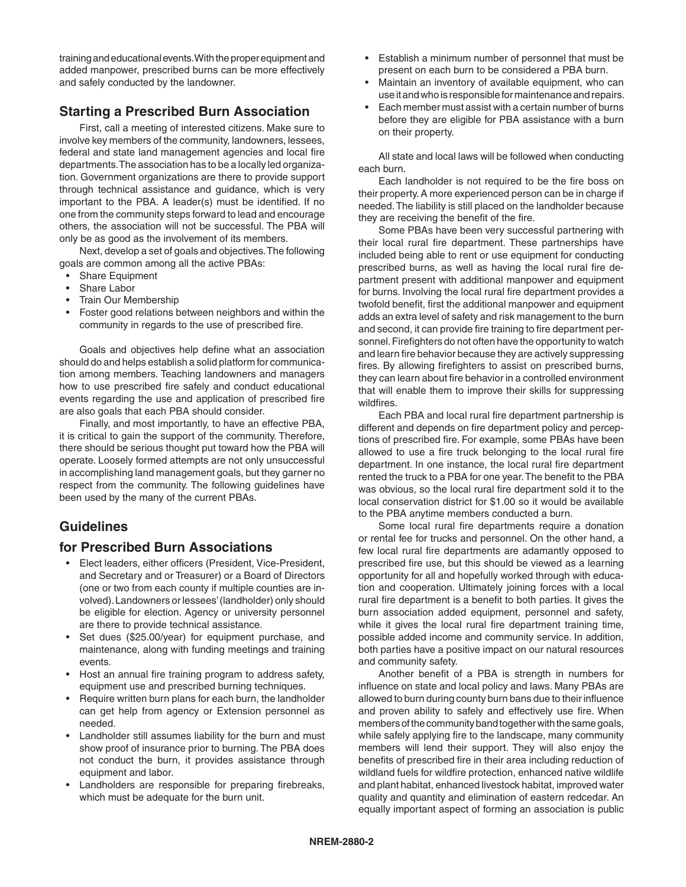training and educational events. With the proper equipment and added manpower, prescribed burns can be more effectively and safely conducted by the landowner.

## Starting a Prescribed Burn Association

First, call a meeting of interested citizens. Make sure to involve key members of the community, landowners, lessees, federal and state land management agencies and local fire departments. The association has to be a locally led organization. Government organizations are there to provide support through technical assistance and guidance, which is very important to the PBA. A leader(s) must be identified. If no one from the community steps forward to lead and encourage others, the association will not be successful. The PBA will only be as good as the involvement of its members.

Next, develop a set of goals and objectives. The following goals are common among all the active PBAs:

- Share Equipment
- Share Labor
- Train Our Membership
- Foster good relations between neighbors and within the community in regards to the use of prescribed fire.

Goals and objectives help define what an association should do and helps establish a solid platform for communication among members. Teaching landowners and managers how to use prescribed fire safely and conduct educational events regarding the use and application of prescribed fire are also goals that each PBA should consider.

Finally, and most importantly, to have an effective PBA, it is critical to gain the support of the community. Therefore, there should be serious thought put toward how the PBA will operate. Loosely formed attempts are not only unsuccessful in accomplishing land management goals, but they garner no respect from the community. The following guidelines have been used by the many of the current PBAs.

## Guidelines for Prescribed Burn Associations

- Elect leaders, either officers (President, Vice-President, and Secretary and or Treasurer) or a Board of Directors (one or two from each county if multiple counties are involved). Landowners or lessees' (landholder) only should be eligible for election. Agency or university personnel are there to provide technical assistance.
- Set dues ($25.00/year) for equipment purchase, and maintenance, along with funding meetings and training events.
- Host an annual fire training program to address safety, equipment use and prescribed burning techniques.
- Require written burn plans for each burn, the landholder can get help from agency or Extension personnel as needed.
- Landholder still assumes liability for the burn and must show proof of insurance prior to burning. The PBA does not conduct the burn, it provides assistance through equipment and labor.
- Landholders are responsible for preparing firebreaks, which must be adequate for the burn unit.
- Establish a minimum number of personnel that must be present on each burn to be considered a PBA burn.
- Maintain an inventory of available equipment, who can use it and who is responsible for maintenance and repairs.
- Each member must assist with a certain number of burns before they are eligible for PBA assistance with a burn on their property.

All state and local laws will be followed when conducting each burn.

Each landholder is not required to be the fire boss on their property. A more experienced person can be in charge if needed. The liability is still placed on the landholder because they are receiving the benefit of the fire.

Some PBAs have been very successful partnering with their local rural fire department. These partnerships have included being able to rent or use equipment for conducting prescribed burns, as well as having the local rural fire department present with additional manpower and equipment for burns. Involving the local rural fire department provides a twofold benefit, first the additional manpower and equipment adds an extra level of safety and risk management to the burn and second, it can provide fire training to fire department personnel. Firefighters do not often have the opportunity to watch and learn fire behavior because they are actively suppressing fires. By allowing firefighters to assist on prescribed burns, they can learn about fire behavior in a controlled environment that will enable them to improve their skills for suppressing wildfires.

Each PBA and local rural fire department partnership is different and depends on fire department policy and perceptions of prescribed fire. For example, some PBAs have been allowed to use a fire truck belonging to the local rural fire department. In one instance, the local rural fire department rented the truck to a PBA for one year. The benefit to the PBA was obvious, so the local rural fire department sold it to the local conservation district for $1.00 so it would be available to the PBA anytime members conducted a burn.

Some local rural fire departments require a donation or rental fee for trucks and personnel. On the other hand, a few local rural fire departments are adamantly opposed to prescribed fire use, but this should be viewed as a learning opportunity for all and hopefully worked through with education and cooperation. Ultimately joining forces with a local rural fire department is a benefit to both parties. It gives the burn association added equipment, personnel and safety, while it gives the local rural fire department training time, possible added income and community service. In addition, both parties have a positive impact on our natural resources and community safety.

Another benefit of a PBA is strength in numbers for influence on state and local policy and laws. Many PBAs are allowed to burn during county burn bans due to their influence and proven ability to safely and effectively use fire. When members of the community band together with the same goals, while safely applying fire to the landscape, many community members will lend their support. They will also enjoy the benefits of prescribed fire in their area including reduction of wildland fuels for wildfire protection, enhanced native wildlife and plant habitat, enhanced livestock habitat, improved water quality and quantity and elimination of eastern redcedar. An equally important aspect of forming an association is public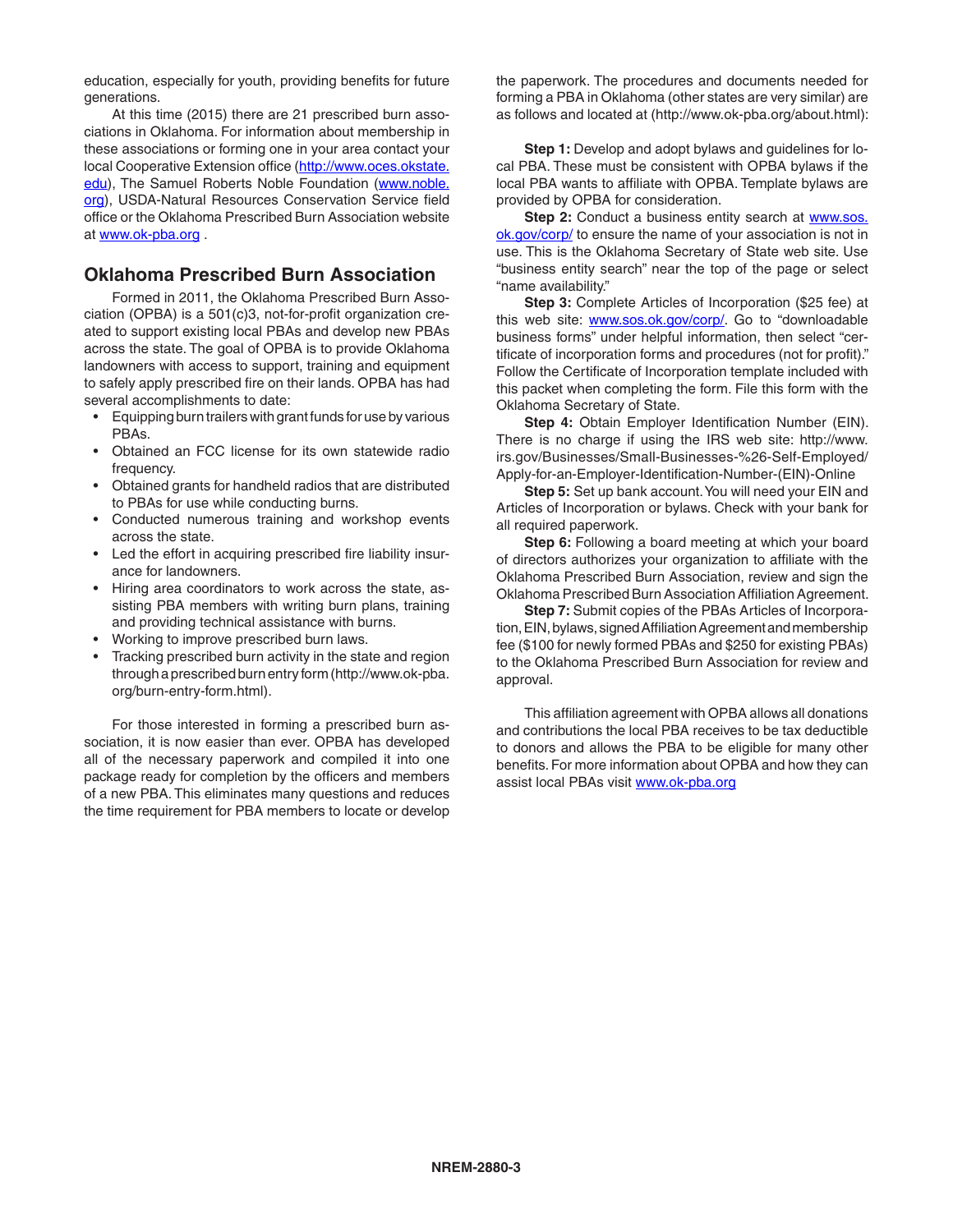education, especially for youth, providing benefits for future generations.

At this time (2015) there are 21 prescribed burn associations in Oklahoma. For information about membership in these associations or forming one in your area contact your local Cooperative Extension office (http://www.oces.okstate.edu), The Samuel Roberts Noble Foundation (www.noble.org), USDA-Natural Resources Conservation Service field office or the Oklahoma Prescribed Burn Association website at www.ok-pba.org .

## Oklahoma Prescribed Burn Association

Formed in 2011, the Oklahoma Prescribed Burn Association (OPBA) is a 501(c)3, not-for-profit organization created to support existing local PBAs and develop new PBAs across the state. The goal of OPBA is to provide Oklahoma landowners with access to support, training and equipment to safely apply prescribed fire on their lands. OPBA has had several accomplishments to date:

- Equipping burn trailers with grant funds for use by various PBAs.
- Obtained an FCC license for its own statewide radio frequency.
- Obtained grants for handheld radios that are distributed to PBAs for use while conducting burns.
- Conducted numerous training and workshop events across the state.
- Led the effort in acquiring prescribed fire liability insurance for landowners.
- Hiring area coordinators to work across the state, assisting PBA members with writing burn plans, training and providing technical assistance with burns.
- Working to improve prescribed burn laws.
- Tracking prescribed burn activity in the state and region through a prescribed burn entry form (http://www.ok-pba.org/burn-entry-form.html).

For those interested in forming a prescribed burn association, it is now easier than ever. OPBA has developed all of the necessary paperwork and compiled it into one package ready for completion by the officers and members of a new PBA. This eliminates many questions and reduces the time requirement for PBA members to locate or develop the paperwork. The procedures and documents needed for forming a PBA in Oklahoma (other states are very similar) are as follows and located at (http://www.ok-pba.org/about.html):

**Step 1:** Develop and adopt bylaws and guidelines for local PBA. These must be consistent with OPBA bylaws if the local PBA wants to affiliate with OPBA. Template bylaws are provided by OPBA for consideration.

**Step 2:** Conduct a business entity search at www.sos.ok.gov/corp/ to ensure the name of your association is not in use. This is the Oklahoma Secretary of State web site. Use "business entity search" near the top of the page or select "name availability."

**Step 3:** Complete Articles of Incorporation ($25 fee) at this web site: www.sos.ok.gov/corp/. Go to "downloadable business forms" under helpful information, then select "certificate of incorporation forms and procedures (not for profit)." Follow the Certificate of Incorporation template included with this packet when completing the form. File this form with the Oklahoma Secretary of State.

**Step 4:** Obtain Employer Identification Number (EIN). There is no charge if using the IRS web site: http://www.irs.gov/Businesses/Small-Businesses-%26-Self-Employed/Apply-for-an-Employer-Identification-Number-(EIN)-Online

**Step 5:** Set up bank account. You will need your EIN and Articles of Incorporation or bylaws. Check with your bank for all required paperwork.

**Step 6:** Following a board meeting at which your board of directors authorizes your organization to affiliate with the Oklahoma Prescribed Burn Association, review and sign the Oklahoma Prescribed Burn Association Affiliation Agreement.

**Step 7:** Submit copies of the PBAs Articles of Incorporation, EIN, bylaws, signed Affiliation Agreement and membership fee ($100 for newly formed PBAs and $250 for existing PBAs) to the Oklahoma Prescribed Burn Association for review and approval.

This affiliation agreement with OPBA allows all donations and contributions the local PBA receives to be tax deductible to donors and allows the PBA to be eligible for many other benefits. For more information about OPBA and how they can assist local PBAs visit www.ok-pba.org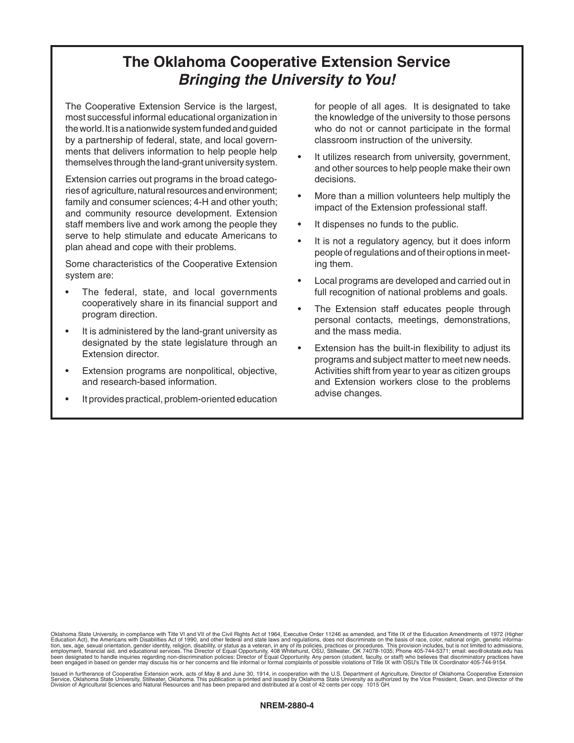# The Oklahoma Cooperative Extension Service

## *Bringing the University to You!*

The Cooperative Extension Service is the largest, most successful informal educational organization in the world. It is a nationwide system funded and guided by a partnership of federal, state, and local governments that delivers information to help people help themselves through the land-grant university system.

Extension carries out programs in the broad categories of agriculture, natural resources and environment; family and consumer sciences; 4-H and other youth; and community resource development. Extension staff members live and work among the people they serve to help stimulate and educate Americans to plan ahead and cope with their problems.

Some characteristics of the Cooperative Extension system are:

- The federal, state, and local governments cooperatively share in its financial support and program direction.
- It is administered by the land-grant university as designated by the state legislature through an Extension director.
- Extension programs are nonpolitical, objective, and research-based information.
- It provides practical, problem-oriented education for people of all ages. It is designated to take the knowledge of the university to those persons who do not or cannot participate in the formal classroom instruction of the university.
- It utilizes research from university, government, and other sources to help people make their own decisions.
- More than a million volunteers help multiply the impact of the Extension professional staff.
- It dispenses no funds to the public.
- It is not a regulatory agency, but it does inform people of regulations and of their options in meeting them.
- Local programs are developed and carried out in full recognition of national problems and goals.
- The Extension staff educates people through personal contacts, meetings, demonstrations, and the mass media.
- Extension has the built-in flexibility to adjust its programs and subject matter to meet new needs. Activities shift from year to year as citizen groups and Extension workers close to the problems advise changes.

Oklahoma State University, in compliance with Title VI and VII of the Civil Rights Act of 1964, Executive Order 11246 as amended, and Title IX of the Education Amendments of 1972 (Higher Education Act), the Americans with Disabilities Act of 1990, and other federal and state laws and regulations, does not discriminate on the basis of race, color, national origin, genetic information, sex, age, sexual orientation, gender identity, religion, disability, or status as a veteran, in any of its policies, practices or procedures. This provision includes, but is not limited to admissions, employment, financial aid, and educational services. The Director of Equal Opportunity, 408 Whitehurst, OSU, Stillwater, OK 74078-1035; Phone 405-744-5371; email: eeo@okstate.edu has been designated to handle inquiries regarding non-discrimination policies: Director of Equal Opportunity. Any person (student, faculty, or staff) who believes that discriminatory practices have been engaged in based on gender may discuss his or her concerns and file informal or formal complaints of possible violations of Title IX with OSU's Title IX Coordinator 405-744-9154.

Issued in furtherance of Cooperative Extension work, acts of May 8 and June 30, 1914, in cooperation with the U.S. Department of Agriculture, Director of Oklahoma Cooperative Extension Service, Oklahoma State University, Stillwater, Oklahoma. This publication is printed and issued by Oklahoma State University as authorized by the Vice President, Dean, and Director of the Division of Agricultural Sciences and Natural Resources and has been prepared and distributed at a cost of 42 cents per copy. 1015 GH.

**NREM-2880-4**